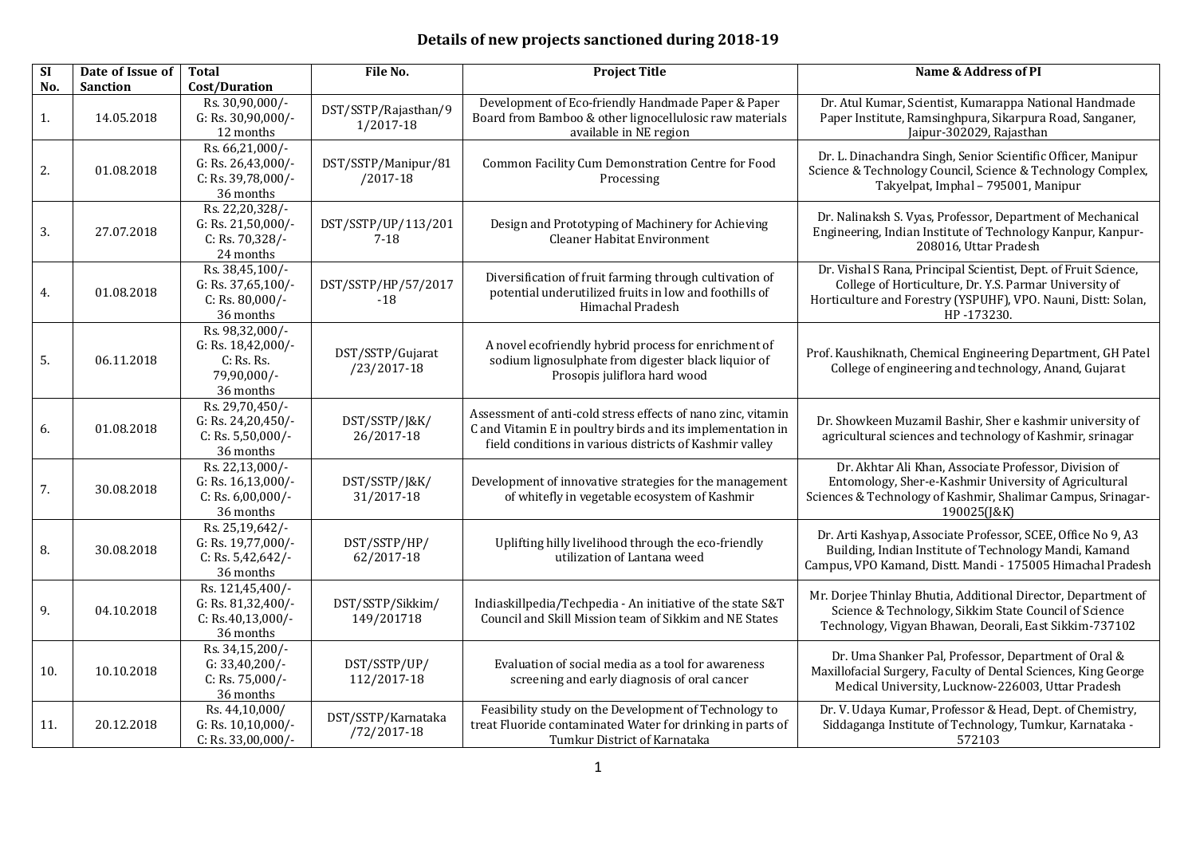# Details of new projects sanctioned during 2018-19

| Sl No. | Date of Issue of Sanction | Total Cost/Duration | File No. | Project Title | Name & Address of PI |
|---|---|---|---|---|---|
| 1. | 14.05.2018 | Rs. 30,90,000/- G: Rs. 30,90,000/- 12 months | DST/SSTP/Rajasthan/91/2017-18 | Development of Eco-friendly Handmade Paper & Paper Board from Bamboo & other lignocellulosic raw materials available in NE region | Dr. Atul Kumar, Scientist, Kumarappa National Handmade Paper Institute, Ramsinghpura, Sikarpura Road, Sanganer, Jaipur-302029, Rajasthan |
| 2. | 01.08.2018 | Rs. 66,21,000/- G: Rs. 26,43,000/- C: Rs. 39,78,000/- 36 months | DST/SSTP/Manipur/81/2017-18 | Common Facility Cum Demonstration Centre for Food Processing | Dr. L. Dinachandra Singh, Senior Scientific Officer, Manipur Science & Technology Council, Science & Technology Complex, Takyelpat, Imphal – 795001, Manipur |
| 3. | 27.07.2018 | Rs. 22,20,328/- G: Rs. 21,50,000/- C: Rs. 70,328/- 24 months | DST/SSTP/UP/113/2017-18 | Design and Prototyping of Machinery for Achieving Cleaner Habitat Environment | Dr. Nalinaksh S. Vyas, Professor, Department of Mechanical Engineering, Indian Institute of Technology Kanpur, Kanpur-208016, Uttar Pradesh |
| 4. | 01.08.2018 | Rs. 38,45,100/- G: Rs. 37,65,100/- C: Rs. 80,000/- 36 months | DST/SSTP/HP/57/2017-18 | Diversification of fruit farming through cultivation of potential underutilized fruits in low and foothills of Himachal Pradesh | Dr. Vishal S Rana, Principal Scientist, Dept. of Fruit Science, College of Horticulture, Dr. Y.S. Parmar University of Horticulture and Forestry (YSPUHF), VPO. Nauni, Distt: Solan, HP -173230. |
| 5. | 06.11.2018 | Rs. 98,32,000/- G: Rs. 18,42,000/- C: Rs. Rs. 79,90,000/- 36 months | DST/SSTP/Gujarat /23/2017-18 | A novel ecofriendly hybrid process for enrichment of sodium lignosulphate from digester black liquior of Prosopis juliflora hard wood | Prof. Kaushiknath, Chemical Engineering Department, GH Patel College of engineering and technology, Anand, Gujarat |
| 6. | 01.08.2018 | Rs. 29,70,450/- G: Rs. 24,20,450/- C: Rs. 5,50,000/- 36 months | DST/SSTP/J&K/ 26/2017-18 | Assessment of anti-cold stress effects of nano zinc, vitamin C and Vitamin E in poultry birds and its implementation in field conditions in various districts of Kashmir valley | Dr. Showkeen Muzamil Bashir, Sher e kashmir university of agricultural sciences and technology of Kashmir, srinagar |
| 7. | 30.08.2018 | Rs. 22,13,000/- G: Rs. 16,13,000/- C: Rs. 6,00,000/- 36 months | DST/SSTP/J&K/ 31/2017-18 | Development of innovative strategies for the management of whitefly in vegetable ecosystem of Kashmir | Dr. Akhtar Ali Khan, Associate Professor, Division of Entomology, Sher-e-Kashmir University of Agricultural Sciences & Technology of Kashmir, Shalimar Campus, Srinagar-190025(J&K) |
| 8. | 30.08.2018 | Rs. 25,19,642/- G: Rs. 19,77,000/- C: Rs. 5,42,642/- 36 months | DST/SSTP/HP/ 62/2017-18 | Uplifting hilly livelihood through the eco-friendly utilization of Lantana weed | Dr. Arti Kashyap, Associate Professor, SCEE, Office No 9, A3 Building, Indian Institute of Technology Mandi, Kamand Campus, VPO Kamand, Distt. Mandi - 175005 Himachal Pradesh |
| 9. | 04.10.2018 | Rs. 121,45,400/- G: Rs. 81,32,400/- C: Rs.40,13,000/- 36 months | DST/SSTP/Sikkim/ 149/201718 | Indiaskillpedia/Techpedia - An initiative of the state S&T Council and Skill Mission team of Sikkim and NE States | Mr. Dorjee Thinlay Bhutia, Additional Director, Department of Science & Technology, Sikkim State Council of Science Technology, Vigyan Bhawan, Deorali, East Sikkim-737102 |
| 10. | 10.10.2018 | Rs. 34,15,200/- G: 33,40,200/- C: Rs. 75,000/- 36 months | DST/SSTP/UP/ 112/2017-18 | Evaluation of social media as a tool for awareness screening and early diagnosis of oral cancer | Dr. Uma Shanker Pal, Professor, Department of Oral & Maxillofacial Surgery, Faculty of Dental Sciences, King George Medical University, Lucknow-226003, Uttar Pradesh |
| 11. | 20.12.2018 | Rs. 44,10,000/ G: Rs. 10,10,000/- C: Rs. 33,00,000/- | DST/SSTP/Karnataka /72/2017-18 | Feasibility study on the Development of Technology to treat Fluoride contaminated Water for drinking in parts of Tumkur District of Karnataka | Dr. V. Udaya Kumar, Professor & Head, Dept. of Chemistry, Siddaganga Institute of Technology, Tumkur, Karnataka - 572103 |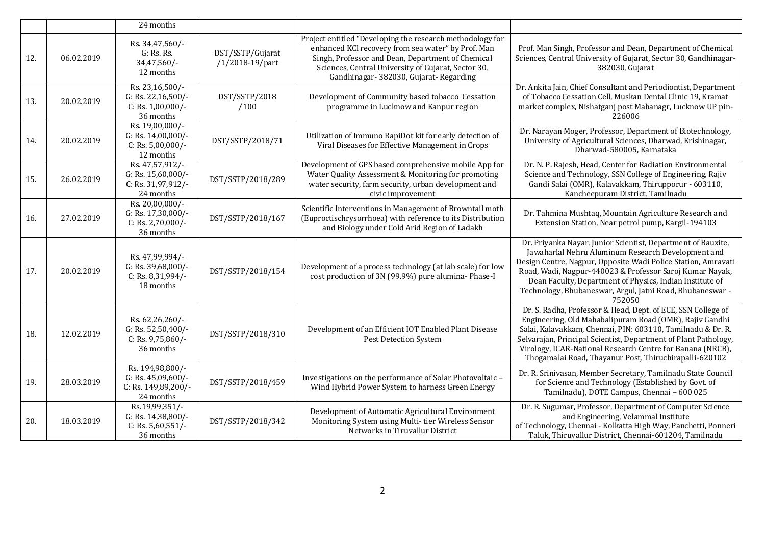| | | | | | |
|---|---|---|---|---|---|
| | | 24 months | | | |
| 12. | 06.02.2019 | Rs. 34,47,560/-<br>G: Rs. Rs. 34,47,560/-<br>12 months | DST/SSTP/Gujarat /1/2018-19/part | Project entitled "Developing the research methodology for enhanced KCl recovery from sea water" by Prof. Man Singh, Professor and Dean, Department of Chemical Sciences, Central University of Gujarat, Sector 30, Gandhinagar- 382030, Gujarat- Regarding | Prof. Man Singh, Professor and Dean, Department of Chemical Sciences, Central University of Gujarat, Sector 30, Gandhinagar-382030, Gujarat |
| 13. | 20.02.2019 | Rs. 23,16,500/-<br>G: Rs. 22,16,500/-<br>C: Rs. 1,00,000/-<br>36 months | DST/SSTP/2018 /100 | Development of Community based tobacco Cessation programme in Lucknow and Kanpur region | Dr. Ankita Jain, Chief Consultant and Periodiontist, Department of Tobacco Cessation Cell, Muskan Dental Clinic 19, Kramat market complex, Nishatganj post Mahanagr, Lucknow UP pin-226006 |
| 14. | 20.02.2019 | Rs. 19,00,000/-<br>G: Rs. 14,00,000/-<br>C: Rs. 5,00,000/-<br>12 months | DST/SSTP/2018/71 | Utilization of Immuno RapiDot kit for early detection of Viral Diseases for Effective Management in Crops | Dr. Narayan Moger, Professor, Department of Biotechnology, University of Agricultural Sciences, Dharwad, Krishinagar, Dharwad-580005, Karnataka |
| 15. | 26.02.2019 | Rs. 47,57,912/-<br>G: Rs. 15,60,000/-<br>C: Rs. 31,97,912/-<br>24 months | DST/SSTP/2018/289 | Development of GPS based comprehensive mobile App for Water Quality Assessment & Monitoring for promoting water security, farm security, urban development and civic improvement | Dr. N. P. Rajesh, Head, Center for Radiation Environmental Science and Technology, SSN College of Engineering, Rajiv Gandi Salai (OMR), Kalavakkam, Thirupporur - 603110, Kancheepuram District, Tamilnadu |
| 16. | 27.02.2019 | Rs. 20,00,000/-<br>G: Rs. 17,30,000/-<br>C: Rs. 2,70,000/-<br>36 months | DST/SSTP/2018/167 | Scientific Interventions in Management of Browntail moth (Euproctischrysorrhoea) with reference to its Distribution and Biology under Cold Arid Region of Ladakh | Dr. Tahmina Mushtaq, Mountain Agriculture Research and Extension Station, Near petrol pump, Kargil-194103 |
| 17. | 20.02.2019 | Rs. 47,99,994/-<br>G: Rs. 39,68,000/-<br>C: Rs. 8,31,994/-<br>18 months | DST/SSTP/2018/154 | Development of a process technology (at lab scale) for low cost production of 3N (99.9%) pure alumina- Phase-I | Dr. Priyanka Nayar, Junior Scientist, Department of Bauxite, Jawaharlal Nehru Aluminum Research Development and Design Centre, Nagpur, Opposite Wadi Police Station, Amravati Road, Wadi, Nagpur-440023 & Professor Saroj Kumar Nayak, Dean Faculty, Department of Physics, Indian Institute of Technology, Bhubaneswar, Argul, Jatni Road, Bhubaneswar - 752050 |
| 18. | 12.02.2019 | Rs. 62,26,260/-<br>G: Rs. 52,50,400/-<br>C: Rs. 9,75,860/-<br>36 months | DST/SSTP/2018/310 | Development of an Efficient IOT Enabled Plant Disease Pest Detection System | Dr. S. Radha, Professor & Head, Dept. of ECE, SSN College of Engineering, Old Mahabalipuram Road (OMR), Rajiv Gandhi Salai, Kalavakkam, Chennai, PIN: 603110, Tamilnadu & Dr. R. Selvarajan, Principal Scientist, Department of Plant Pathology, Virology, ICAR-National Research Centre for Banana (NRCB), Thogamalai Road, Thayanur Post, Thiruchirapalli-620102 |
| 19. | 28.03.2019 | Rs. 194,98,800/-<br>G: Rs. 45,09,600/-<br>C: Rs. 149,89,200/-<br>24 months | DST/SSTP/2018/459 | Investigations on the performance of Solar Photovoltaic – Wind Hybrid Power System to harness Green Energy | Dr. R. Srinivasan, Member Secretary, Tamilnadu State Council for Science and Technology (Established by Govt. of Tamilnadu), DOTE Campus, Chennai – 600 025 |
| 20. | 18.03.2019 | Rs.19,99,351/-<br>G: Rs. 14,38,800/-<br>C: Rs. 5,60,551/-<br>36 months | DST/SSTP/2018/342 | Development of Automatic Agricultural Environment Monitoring System using Multi- tier Wireless Sensor Networks in Tiruvallur District | Dr. R. Sugumar, Professor, Department of Computer Science and Engineering, Velammal Institute of Technology, Chennai - Kolkatta High Way, Panchetti, Ponneri Taluk, Thiruvallur District, Chennai-601204, Tamilnadu |